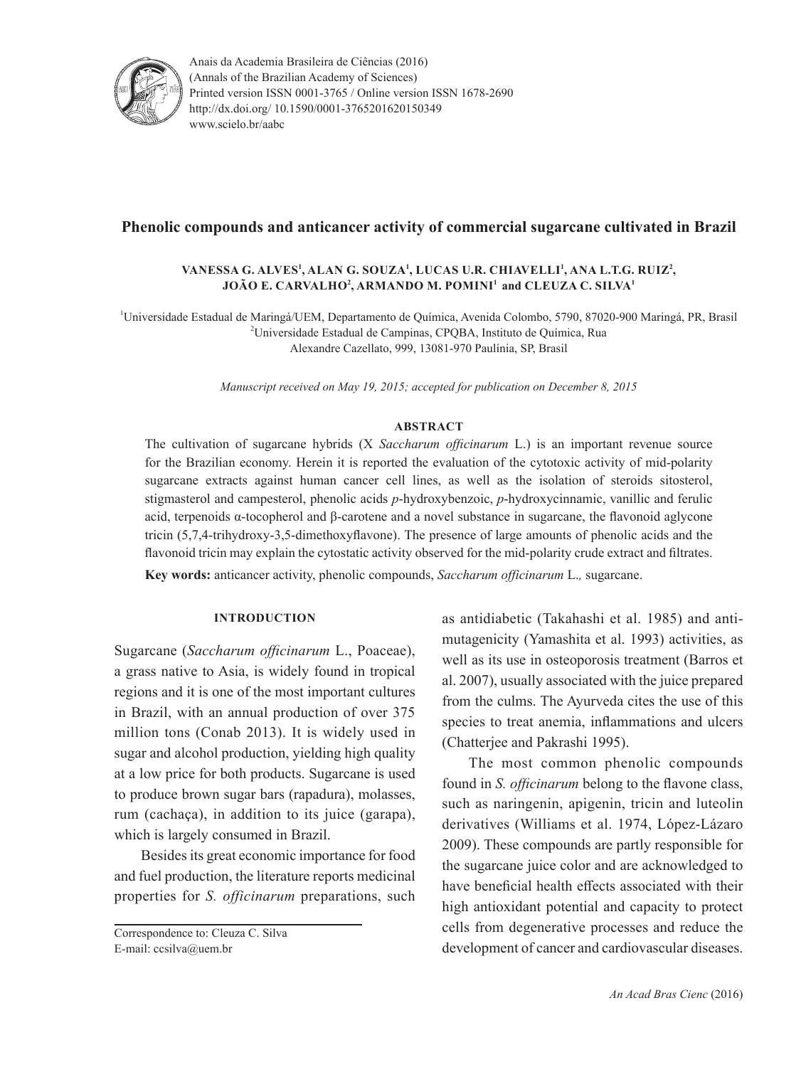Anais da Academia Brasileira de Ciências (2016)
(Annals of the Brazilian Academy of Sciences)
Printed version ISSN 0001-3765 / Online version ISSN 1678-2690
http://dx.doi.org/ 10.1590/0001-3765201620150349
www.scielo.br/aabc

# Phenolic compounds and anticancer activity of commercial sugarcane cultivated in Brazil

**VANESSA G. ALVES[1], ALAN G. SOUZA[1], LUCAS U.R. CHIAVELLI[1], ANA L.T.G. RUIZ[2], JOÃO E. CARVALHO[2], ARMANDO M. POMINI[1] and CLEUZA C. SILVA[1]**

[1]Universidade Estadual de Maringá/UEM, Departamento de Química, Avenida Colombo, 5790, 87020-900 Maringá, PR, Brasil
[2]Universidade Estadual de Campinas, CPQBA, Instituto de Química, Rua Alexandre Cazellato, 999, 13081-970 Paulínia, SP, Brasil

*Manuscript received on May 19, 2015; accepted for publication on December 8, 2015*

## ABSTRACT

The cultivation of sugarcane hybrids (X *Saccharum officinarum* L.) is an important revenue source for the Brazilian economy. Herein it is reported the evaluation of the cytotoxic activity of mid-polarity sugarcane extracts against human cancer cell lines, as well as the isolation of steroids sitosterol, stigmasterol and campesterol, phenolic acids *p*-hydroxybenzoic, *p*-hydroxycinnamic, vanillic and ferulic acid, terpenoids α-tocopherol and β-carotene and a novel substance in sugarcane, the flavonoid aglycone tricin (5,7,4-trihydroxy-3,5-dimethoxyflavone). The presence of large amounts of phenolic acids and the flavonoid tricin may explain the cytostatic activity observed for the mid-polarity crude extract and filtrates.

**Key words:** anticancer activity, phenolic compounds, *Saccharum officinarum* L.*,* sugarcane.

## INTRODUCTION

Sugarcane (*Saccharum officinarum* L., Poaceae), a grass native to Asia, is widely found in tropical regions and it is one of the most important cultures in Brazil, with an annual production of over 375 million tons (Conab 2013). It is widely used in sugar and alcohol production, yielding high quality at a low price for both products. Sugarcane is used to produce brown sugar bars (rapadura), molasses, rum (cachaça), in addition to its juice (garapa), which is largely consumed in Brazil.

Besides its great economic importance for food and fuel production, the literature reports medicinal properties for *S. officinarum* preparations, such as antidiabetic (Takahashi et al. 1985) and anti-mutagenicity (Yamashita et al. 1993) activities, as well as its use in osteoporosis treatment (Barros et al. 2007), usually associated with the juice prepared from the culms. The Ayurveda cites the use of this species to treat anemia, inflammations and ulcers (Chatterjee and Pakrashi 1995).

The most common phenolic compounds found in *S. officinarum* belong to the flavone class, such as naringenin, apigenin, tricin and luteolin derivatives (Williams et al. 1974, López-Lázaro 2009). These compounds are partly responsible for the sugarcane juice color and are acknowledged to have beneficial health effects associated with their high antioxidant potential and capacity to protect cells from degenerative processes and reduce the development of cancer and cardiovascular diseases.

Correspondence to: Cleuza C. Silva
E-mail: ccsilva@uem.br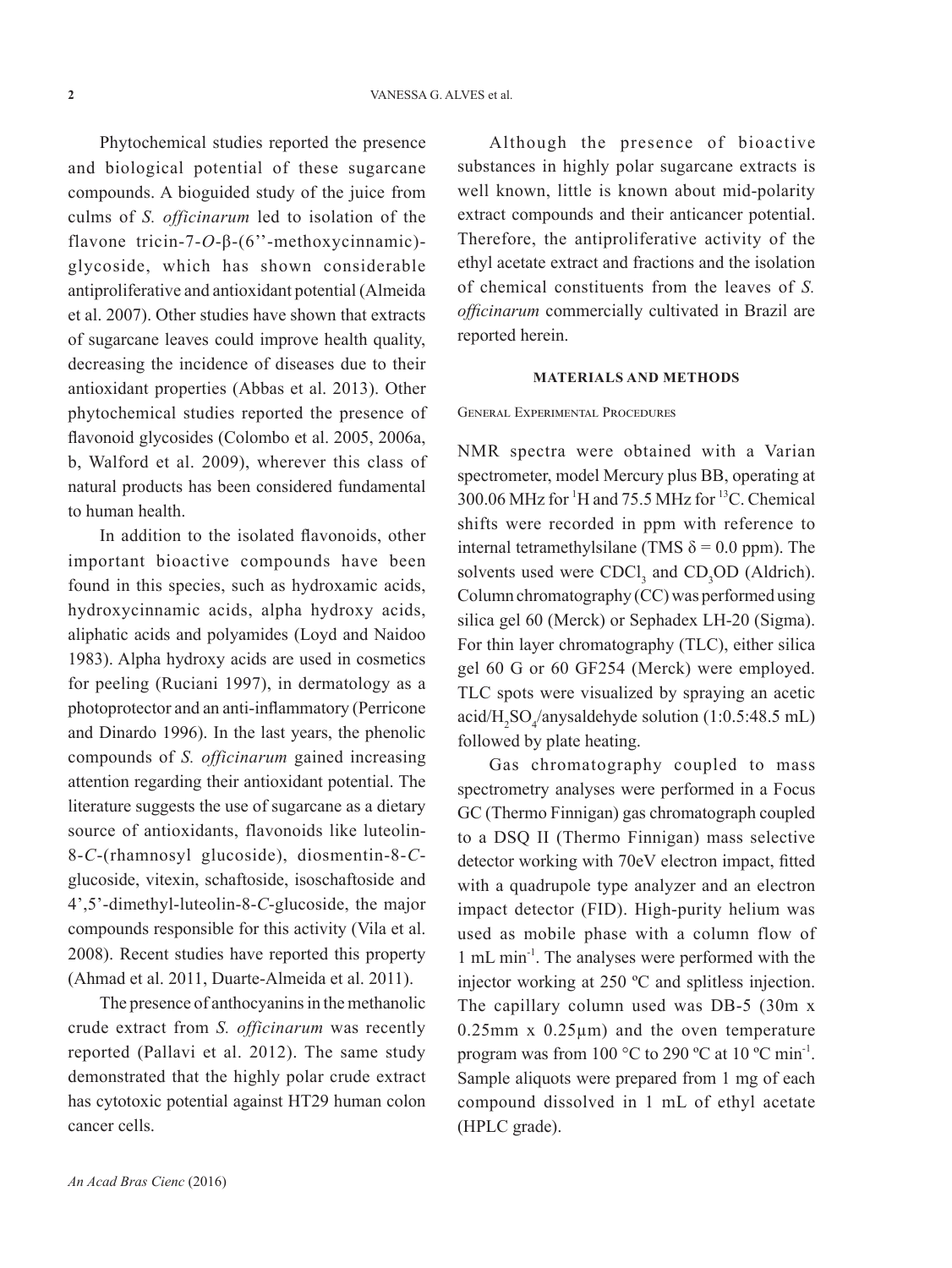Phytochemical studies reported the presence and biological potential of these sugarcane compounds. A bioguided study of the juice from culms of *S. officinarum* led to isolation of the flavone tricin-7-*O*-β-(6''-methoxycinnamic)-glycoside, which has shown considerable antiproliferative and antioxidant potential (Almeida et al. 2007). Other studies have shown that extracts of sugarcane leaves could improve health quality, decreasing the incidence of diseases due to their antioxidant properties (Abbas et al. 2013). Other phytochemical studies reported the presence of flavonoid glycosides (Colombo et al. 2005, 2006a, b, Walford et al. 2009), wherever this class of natural products has been considered fundamental to human health.

In addition to the isolated flavonoids, other important bioactive compounds have been found in this species, such as hydroxamic acids, hydroxycinnamic acids, alpha hydroxy acids, aliphatic acids and polyamides (Loyd and Naidoo 1983). Alpha hydroxy acids are used in cosmetics for peeling (Ruciani 1997), in dermatology as a photoprotector and an anti-inflammatory (Perricone and Dinardo 1996). In the last years, the phenolic compounds of *S. officinarum* gained increasing attention regarding their antioxidant potential. The literature suggests the use of sugarcane as a dietary source of antioxidants, flavonoids like luteolin-8-*C*-(rhamnosyl glucoside), diosmentin-8-*C*-glucoside, vitexin, schaftoside, isoschaftoside and 4',5'-dimethyl-luteolin-8-*C*-glucoside, the major compounds responsible for this activity (Vila et al. 2008). Recent studies have reported this property (Ahmad et al. 2011, Duarte-Almeida et al. 2011).

The presence of anthocyanins in the methanolic crude extract from *S. officinarum* was recently reported (Pallavi et al. 2012). The same study demonstrated that the highly polar crude extract has cytotoxic potential against HT29 human colon cancer cells.

Although the presence of bioactive substances in highly polar sugarcane extracts is well known, little is known about mid-polarity extract compounds and their anticancer potential. Therefore, the antiproliferative activity of the ethyl acetate extract and fractions and the isolation of chemical constituents from the leaves of *S. officinarum* commercially cultivated in Brazil are reported herein.

## MATERIALS AND METHODS

### General Experimental Procedures

NMR spectra were obtained with a Varian spectrometer, model Mercury plus BB, operating at 300.06 MHz for $^1$H and 75.5 MHz for $^{13}$C. Chemical shifts were recorded in ppm with reference to internal tetramethylsilane (TMS $\delta = 0.0$ ppm). The solvents used were $CDCl_3$ and $CD_3OD$ (Aldrich). Column chromatography (CC) was performed using silica gel 60 (Merck) or Sephadex LH-20 (Sigma). For thin layer chromatography (TLC), either silica gel 60 G or 60 GF254 (Merck) were employed. TLC spots were visualized by spraying an acetic acid/$H_2SO_4$/anysaldehyde solution (1:0.5:48.5 mL) followed by plate heating.

Gas chromatography coupled to mass spectrometry analyses were performed in a Focus GC (Thermo Finnigan) gas chromatograph coupled to a DSQ II (Thermo Finnigan) mass selective detector working with 70eV electron impact, fitted with a quadrupole type analyzer and an electron impact detector (FID). High-purity helium was used as mobile phase with a column flow of 1 mL min$^{-1}$. The analyses were performed with the injector working at 250 ºC and splitless injection. The capillary column used was DB-5 (30m x 0.25mm x 0.25µm) and the oven temperature program was from 100 °C to 290 ºC at 10 ºC min$^{-1}$. Sample aliquots were prepared from 1 mg of each compound dissolved in 1 mL of ethyl acetate (HPLC grade).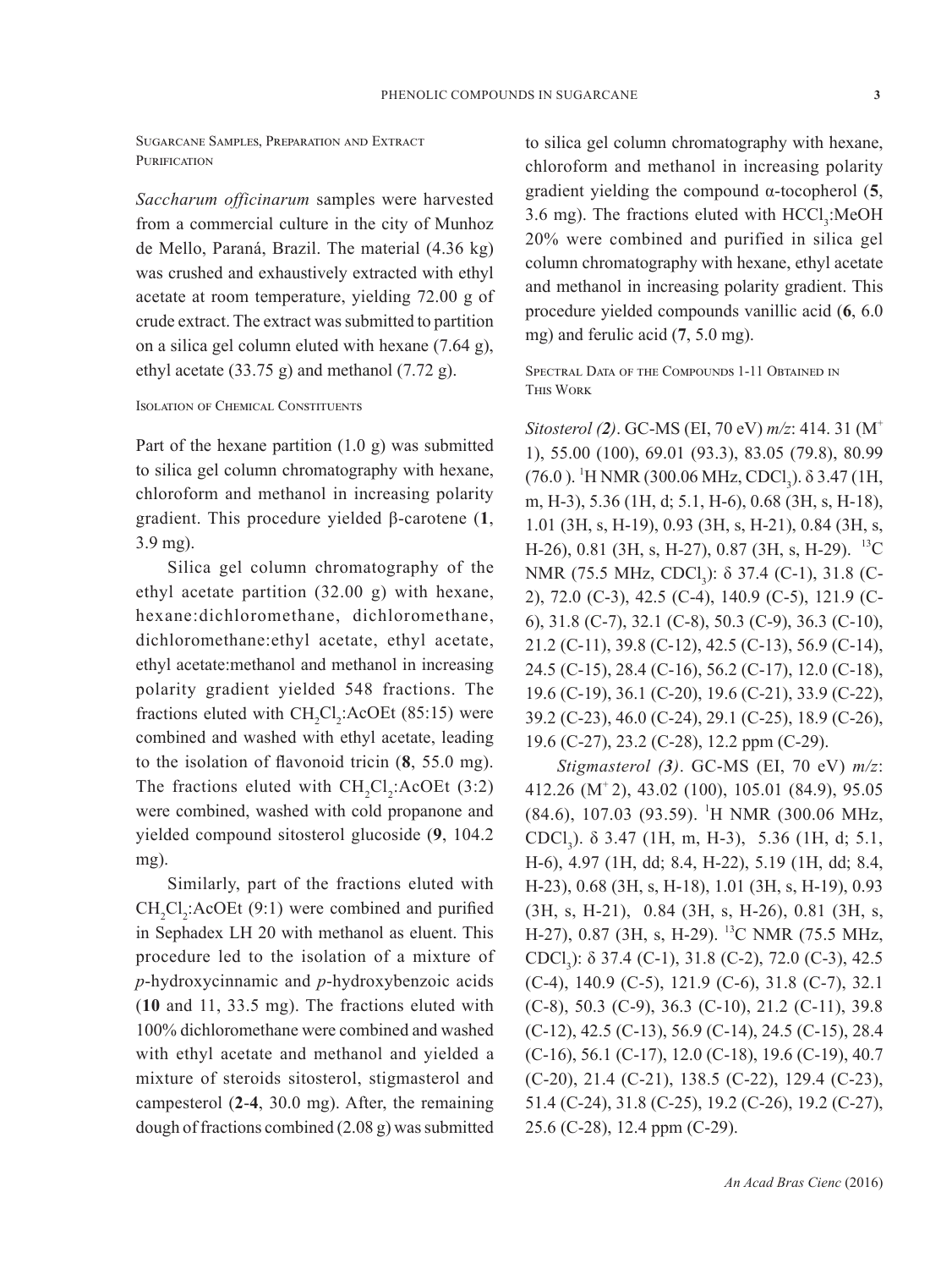### Sugarcane Samples, Preparation and Extract Purification

*Saccharum officinarum* samples were harvested from a commercial culture in the city of Munhoz de Mello, Paraná, Brazil. The material (4.36 kg) was crushed and exhaustively extracted with ethyl acetate at room temperature, yielding 72.00 g of crude extract. The extract was submitted to partition on a silica gel column eluted with hexane (7.64 g), ethyl acetate (33.75 g) and methanol (7.72 g).

### Isolation of Chemical Constituents

Part of the hexane partition (1.0 g) was submitted to silica gel column chromatography with hexane, chloroform and methanol in increasing polarity gradient. This procedure yielded β-carotene (**1**, 3.9 mg).

Silica gel column chromatography of the ethyl acetate partition (32.00 g) with hexane, hexane:dichloromethane, dichloromethane, dichloromethane:ethyl acetate, ethyl acetate, ethyl acetate:methanol and methanol in increasing polarity gradient yielded 548 fractions. The fractions eluted with $CH_2Cl_2$:AcOEt (85:15) were combined and washed with ethyl acetate, leading to the isolation of flavonoid tricin (**8**, 55.0 mg). The fractions eluted with $CH_2Cl_2$:AcOEt (3:2) were combined, washed with cold propanone and yielded compound sitosterol glucoside (**9**, 104.2 mg).

Similarly, part of the fractions eluted with $CH_2Cl_2$:AcOEt (9:1) were combined and purified in Sephadex LH 20 with methanol as eluent. This procedure led to the isolation of a mixture of *p*-hydroxycinnamic and *p*-hydroxybenzoic acids (**10** and 11, 33.5 mg). The fractions eluted with 100% dichloromethane were combined and washed with ethyl acetate and methanol and yielded a mixture of steroids sitosterol, stigmasterol and campesterol (**2**-**4**, 30.0 mg). After, the remaining dough of fractions combined (2.08 g) was submitted to silica gel column chromatography with hexane, chloroform and methanol in increasing polarity gradient yielding the compound α-tocopherol (**5**, 3.6 mg). The fractions eluted with $HCCl_3$:MeOH 20% were combined and purified in silica gel column chromatography with hexane, ethyl acetate and methanol in increasing polarity gradient. This procedure yielded compounds vanillic acid (**6**, 6.0 mg) and ferulic acid (**7**, 5.0 mg).

### Spectral Data of the Compounds 1-11 Obtained in This Work

***Sitosterol (2)***. GC-MS (EI, 70 eV) *m/z*: 414. 31 ($M^+$ 1), 55.00 (100), 69.01 (93.3), 83.05 (79.8), 80.99 (76.0 ). $^1H$ NMR (300.06 MHz, $CDCl_3$). δ 3.47 (1H, m, H-3), 5.36 (1H, d; 5.1, H-6), 0.68 (3H, s, H-18), 1.01 (3H, s, H-19), 0.93 (3H, s, H-21), 0.84 (3H, s, H-26), 0.81 (3H, s, H-27), 0.87 (3H, s, H-29). $^{13}C$ NMR (75.5 MHz, $CDCl_3$): δ 37.4 (C-1), 31.8 (C-2), 72.0 (C-3), 42.5 (C-4), 140.9 (C-5), 121.9 (C-6), 31.8 (C-7), 32.1 (C-8), 50.3 (C-9), 36.3 (C-10), 21.2 (C-11), 39.8 (C-12), 42.5 (C-13), 56.9 (C-14), 24.5 (C-15), 28.4 (C-16), 56.2 (C-17), 12.0 (C-18), 19.6 (C-19), 36.1 (C-20), 19.6 (C-21), 33.9 (C-22), 39.2 (C-23), 46.0 (C-24), 29.1 (C-25), 18.9 (C-26), 19.6 (C-27), 23.2 (C-28), 12.2 ppm (C-29).

***Stigmasterol (3)***. GC-MS (EI, 70 eV) *m/z*: 412.26 ($M^+$ 2), 43.02 (100), 105.01 (84.9), 95.05 (84.6), 107.03 (93.59). $^1H$ NMR (300.06 MHz, $CDCl_3$). δ 3.47 (1H, m, H-3), 5.36 (1H, d; 5.1, H-6), 4.97 (1H, dd; 8.4, H-22), 5.19 (1H, dd; 8.4, H-23), 0.68 (3H, s, H-18), 1.01 (3H, s, H-19), 0.93 (3H, s, H-21), 0.84 (3H, s, H-26), 0.81 (3H, s, H-27), 0.87 (3H, s, H-29). $^{13}C$ NMR (75.5 MHz, $CDCl_3$): δ 37.4 (C-1), 31.8 (C-2), 72.0 (C-3), 42.5 (C-4), 140.9 (C-5), 121.9 (C-6), 31.8 (C-7), 32.1 (C-8), 50.3 (C-9), 36.3 (C-10), 21.2 (C-11), 39.8 (C-12), 42.5 (C-13), 56.9 (C-14), 24.5 (C-15), 28.4 (C-16), 56.1 (C-17), 12.0 (C-18), 19.6 (C-19), 40.7 (C-20), 21.4 (C-21), 138.5 (C-22), 129.4 (C-23), 51.4 (C-24), 31.8 (C-25), 19.2 (C-26), 19.2 (C-27), 25.6 (C-28), 12.4 ppm (C-29).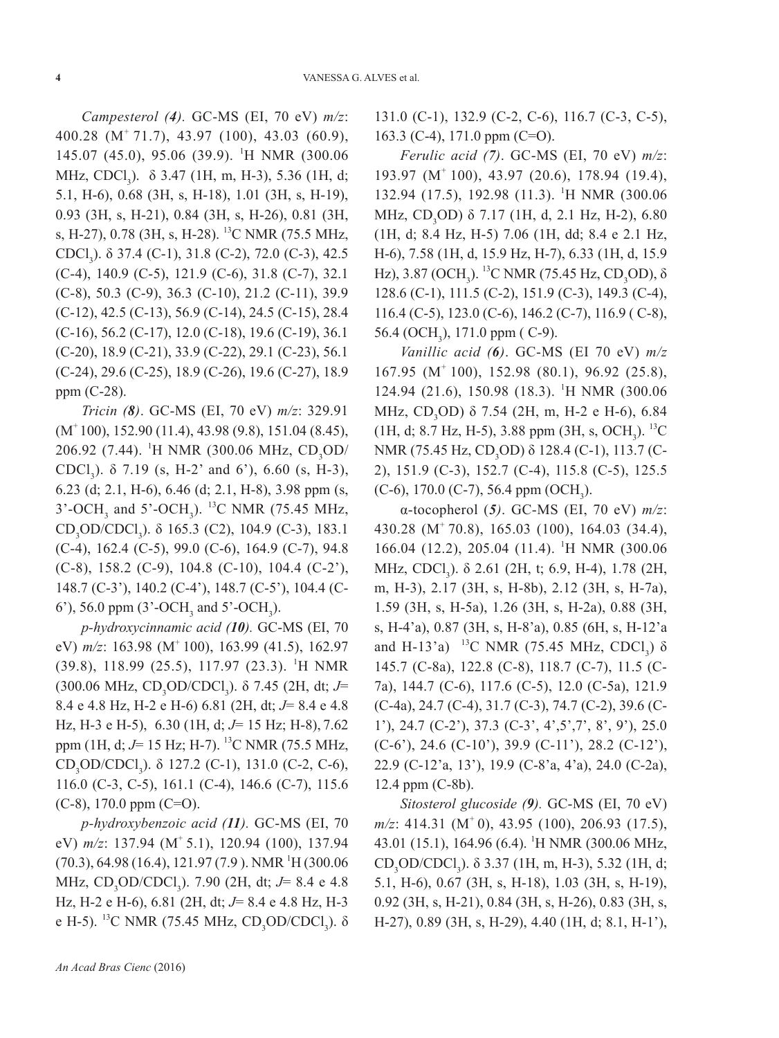*Campesterol (4)*. GC-MS (EI, 70 eV) *m/z*: 400.28 ($M^+$ 71.7), 43.97 (100), 43.03 (60.9), 145.07 (45.0), 95.06 (39.9). $^1$H NMR (300.06 MHz, $CDCl_3$). δ 3.47 (1H, m, H-3), 5.36 (1H, d; 5.1, H-6), 0.68 (3H, s, H-18), 1.01 (3H, s, H-19), 0.93 (3H, s, H-21), 0.84 (3H, s, H-26), 0.81 (3H, s, H-27), 0.78 (3H, s, H-28). $^{13}$C NMR (75.5 MHz, $CDCl_3$). δ 37.4 (C-1), 31.8 (C-2), 72.0 (C-3), 42.5 (C-4), 140.9 (C-5), 121.9 (C-6), 31.8 (C-7), 32.1 (C-8), 50.3 (C-9), 36.3 (C-10), 21.2 (C-11), 39.9 (C-12), 42.5 (C-13), 56.9 (C-14), 24.5 (C-15), 28.4 (C-16), 56.2 (C-17), 12.0 (C-18), 19.6 (C-19), 36.1 (C-20), 18.9 (C-21), 33.9 (C-22), 29.1 (C-23), 56.1 (C-24), 29.6 (C-25), 18.9 (C-26), 19.6 (C-27), 18.9 ppm (C-28).

*Tricin (8)*. GC-MS (EI, 70 eV) *m/z*: 329.91 ($M^+$ 100), 152.90 (11.4), 43.98 (9.8), 151.04 (8.45), 206.92 (7.44). $^1$H NMR (300.06 MHz, $CD_3OD/CDCl_3$). δ 7.19 (s, H-2' and 6'), 6.60 (s, H-3), 6.23 (d; 2.1, H-6), 6.46 (d; 2.1, H-8), 3.98 ppm (s, 3'-$OCH_3$ and 5'-$OCH_3$). $^{13}$C NMR (75.45 MHz, $CD_3OD/CDCl_3$). δ 165.3 (C2), 104.9 (C-3), 183.1 (C-4), 162.4 (C-5), 99.0 (C-6), 164.9 (C-7), 94.8 (C-8), 158.2 (C-9), 104.8 (C-10), 104.4 (C-2'), 148.7 (C-3'), 140.2 (C-4'), 148.7 (C-5'), 104.4 (C-6'), 56.0 ppm (3'-$OCH_3$ and 5'-$OCH_3$).

*p-hydroxycinnamic acid (10).* GC-MS (EI, 70 eV) *m/z*: 163.98 ($M^+$ 100), 163.99 (41.5), 162.97 (39.8), 118.99 (25.5), 117.97 (23.3). $^1$H NMR (300.06 MHz, $CD_3OD/CDCl_3$). δ 7.45 (2H, dt; *J*= 8.4 e 4.8 Hz, H-2 e H-6) 6.81 (2H, dt; *J*= 8.4 e 4.8 Hz, H-3 e H-5), 6.30 (1H, d; *J*= 15 Hz; H-8), 7.62 ppm (1H, d; *J*= 15 Hz; H-7). $^{13}$C NMR (75.5 MHz, $CD_3OD/CDCl_3$). δ 127.2 (C-1), 131.0 (C-2, C-6), 116.0 (C-3, C-5), 161.1 (C-4), 146.6 (C-7), 115.6 (C-8), 170.0 ppm (C=O).

*p-hydroxybenzoic acid (**11**).* GC-MS (EI, 70 eV) *m/z*: 137.94 ($M^+$ 5.1), 120.94 (100), 137.94 (70.3), 64.98 (16.4), 121.97 (7.9 ). NMR $^1$H (300.06 MHz, $CD_3OD/CDCl_3$). 7.90 (2H, dt; *J*= 8.4 e 4.8 Hz, H-2 e H-6), 6.81 (2H, dt; *J*= 8.4 e 4.8 Hz, H-3 e H-5). $^{13}$C NMR (75.45 MHz, $CD_3OD/CDCl_3$). δ 131.0 (C-1), 132.9 (C-2, C-6), 116.7 (C-3, C-5), 163.3 (C-4), 171.0 ppm (C=O).

*Ferulic acid (7)*. GC-MS (EI, 70 eV) *m/z*: 193.97 ($M^+$ 100), 43.97 (20.6), 178.94 (19.4), 132.94 (17.5), 192.98 (11.3). $^1$H NMR (300.06 MHz, $CD_3OD$) δ 7.17 (1H, d, 2.1 Hz, H-2), 6.80 (1H, d; 8.4 Hz, H-5) 7.06 (1H, dd; 8.4 e 2.1 Hz, H-6), 7.58 (1H, d, 15.9 Hz, H-7), 6.33 (1H, d, 15.9 Hz), 3.87 ($OCH_3$). $^{13}$C NMR (75.45 Hz, $CD_3OD$), δ 128.6 (C-1), 111.5 (C-2), 151.9 (C-3), 149.3 (C-4), 116.4 (C-5), 123.0 (C-6), 146.2 (C-7), 116.9 ( C-8), 56.4 ($OCH_3$), 171.0 ppm ( C-9).

*Vanillic acid (6)*. GC-MS (EI 70 eV) *m/z* 167.95 ($M^+$ 100), 152.98 (80.1), 96.92 (25.8), 124.94 (21.6), 150.98 (18.3). $^1$H NMR (300.06 MHz, $CD_3OD$) δ 7.54 (2H, m, H-2 e H-6), 6.84 (1H, d; 8.7 Hz, H-5), 3.88 ppm (3H, s, $OCH_3$). $^{13}$C NMR (75.45 Hz, $CD_3OD$) δ 128.4 (C-1), 113.7 (C-2), 151.9 (C-3), 152.7 (C-4), 115.8 (C-5), 125.5 (C-6), 170.0 (C-7), 56.4 ppm ($OCH_3$).

α-tocopherol (*5*). GC-MS (EI, 70 eV) *m/z*: 430.28 ($M^+$ 70.8), 165.03 (100), 164.03 (34.4), 166.04 (12.2), 205.04 (11.4). $^1$H NMR (300.06 MHz, $CDCl_3$). δ 2.61 (2H, t; 6.9, H-4), 1.78 (2H, m, H-3), 2.17 (3H, s, H-8b), 2.12 (3H, s, H-7a), 1.59 (3H, s, H-5a), 1.26 (3H, s, H-2a), 0.88 (3H, s, H-4'a), 0.87 (3H, s, H-8'a), 0.85 (6H, s, H-12'a and H-13'a) $^{13}$C NMR (75.45 MHz, $CDCl_3$) δ 145.7 (C-8a), 122.8 (C-8), 118.7 (C-7), 11.5 (C-7a), 144.7 (C-6), 117.6 (C-5), 12.0 (C-5a), 121.9 (C-4a), 24.7 (C-4), 31.7 (C-3), 74.7 (C-2), 39.6 (C-1'), 24.7 (C-2'), 37.3 (C-3', 4',5',7', 8', 9'), 25.0 (C-6'), 24.6 (C-10'), 39.9 (C-11'), 28.2 (C-12'), 22.9 (C-12'a, 13'), 19.9 (C-8'a, 4'a), 24.0 (C-2a), 12.4 ppm (C-8b).

*Sitosterol glucoside (9).* GC-MS (EI, 70 eV) *m/z*: 414.31 ($M^+$ 0), 43.95 (100), 206.93 (17.5), 43.01 (15.1), 164.96 (6.4). $^1$H NMR (300.06 MHz, $CD_3OD/CDCl_3$). δ 3.37 (1H, m, H-3), 5.32 (1H, d; 5.1, H-6), 0.67 (3H, s, H-18), 1.03 (3H, s, H-19), 0.92 (3H, s, H-21), 0.84 (3H, s, H-26), 0.83 (3H, s, H-27), 0.89 (3H, s, H-29), 4.40 (1H, d; 8.1, H-1'),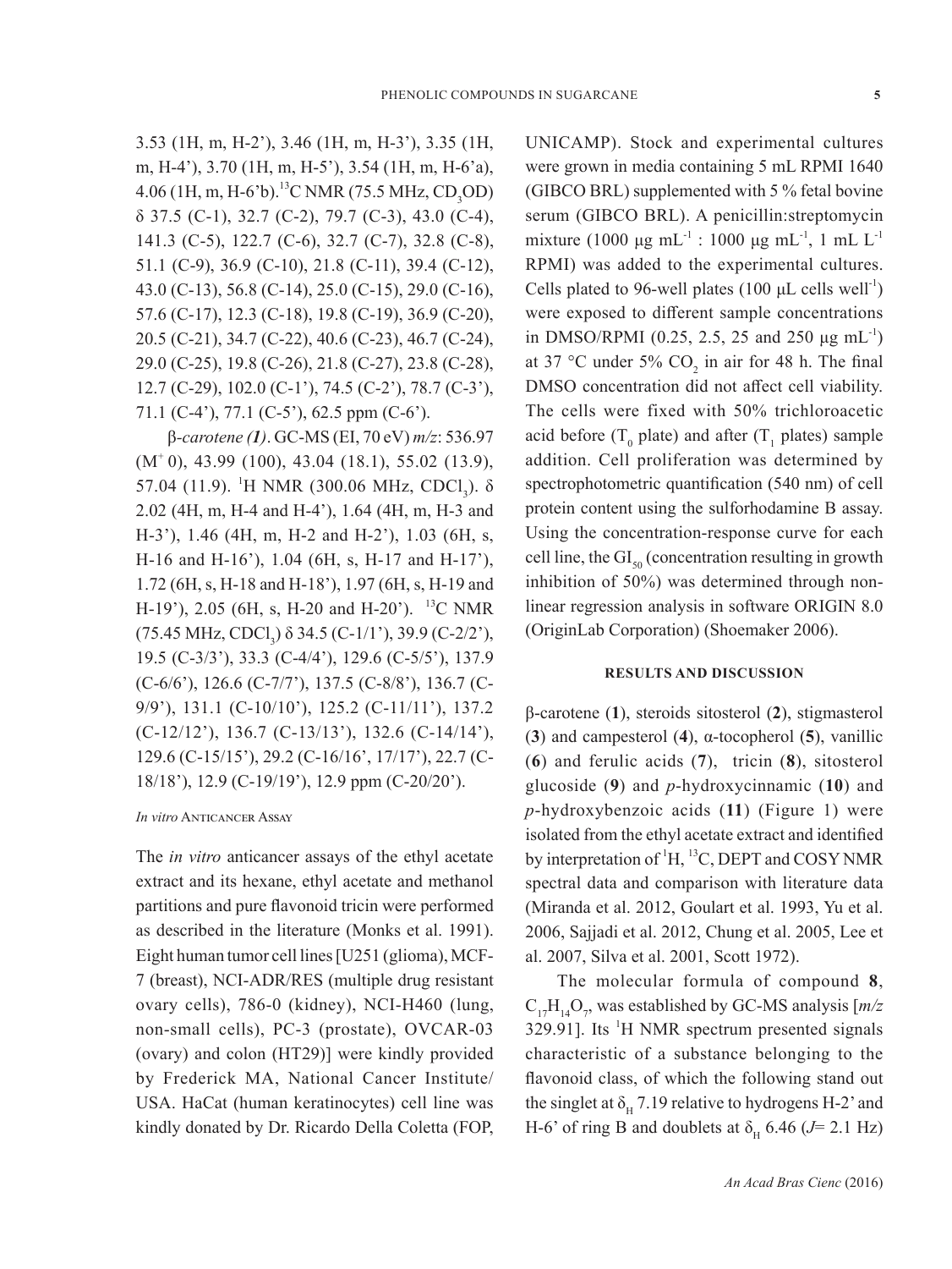3.53 (1H, m, H-2'), 3.46 (1H, m, H-3'), 3.35 (1H, m, H-4'), 3.70 (1H, m, H-5'), 3.54 (1H, m, H-6'a), 4.06 (1H, m, H-6'b).$^{13}$C NMR (75.5 MHz, $CD_3OD$) δ 37.5 (C-1), 32.7 (C-2), 79.7 (C-3), 43.0 (C-4), 141.3 (C-5), 122.7 (C-6), 32.7 (C-7), 32.8 (C-8), 51.1 (C-9), 36.9 (C-10), 21.8 (C-11), 39.4 (C-12), 43.0 (C-13), 56.8 (C-14), 25.0 (C-15), 29.0 (C-16), 57.6 (C-17), 12.3 (C-18), 19.8 (C-19), 36.9 (C-20), 20.5 (C-21), 34.7 (C-22), 40.6 (C-23), 46.7 (C-24), 29.0 (C-25), 19.8 (C-26), 21.8 (C-27), 23.8 (C-28), 12.7 (C-29), 102.0 (C-1'), 74.5 (C-2'), 78.7 (C-3'), 71.1 (C-4'), 77.1 (C-5'), 62.5 ppm (C-6').

*β-carotene (**1**)*. GC-MS (EI, 70 eV) *m/z*: 536.97 ($M^+$ 0), 43.99 (100), 43.04 (18.1), 55.02 (13.9), 57.04 (11.9). $^1$H NMR (300.06 MHz, $CDCl_3$). δ 2.02 (4H, m, H-4 and H-4'), 1.64 (4H, m, H-3 and H-3'), 1.46 (4H, m, H-2 and H-2'), 1.03 (6H, s, H-16 and H-16'), 1.04 (6H, s, H-17 and H-17'), 1.72 (6H, s, H-18 and H-18'), 1.97 (6H, s, H-19 and H-19'), 2.05 (6H, s, H-20 and H-20'). $^{13}$C NMR (75.45 MHz, $CDCl_3$) δ 34.5 (C-1/1'), 39.9 (C-2/2'), 19.5 (C-3/3'), 33.3 (C-4/4'), 129.6 (C-5/5'), 137.9 (C-6/6'), 126.6 (C-7/7'), 137.5 (C-8/8'), 136.7 (C-9/9'), 131.1 (C-10/10'), 125.2 (C-11/11'), 137.2 (C-12/12'), 136.7 (C-13/13'), 132.6 (C-14/14'), 129.6 (C-15/15'), 29.2 (C-16/16', 17/17'), 22.7 (C-18/18'), 12.9 (C-19/19'), 12.9 ppm (C-20/20').

### *In vitro* Anticancer Assay

The *in vitro* anticancer assays of the ethyl acetate extract and its hexane, ethyl acetate and methanol partitions and pure flavonoid tricin were performed as described in the literature (Monks et al. 1991). Eight human tumor cell lines [U251 (glioma), MCF-7 (breast), NCI-ADR/RES (multiple drug resistant ovary cells), 786-0 (kidney), NCI-H460 (lung, non-small cells), PC-3 (prostate), OVCAR-03 (ovary) and colon (HT29)] were kindly provided by Frederick MA, National Cancer Institute/USA. HaCat (human keratinocytes) cell line was kindly donated by Dr. Ricardo Della Coletta (FOP, UNICAMP). Stock and experimental cultures were grown in media containing 5 mL RPMI 1640 (GIBCO BRL) supplemented with 5 % fetal bovine serum (GIBCO BRL). A penicillin:streptomycin mixture (1000 μg mL$^{-1}$ : 1000 μg mL$^{-1}$, 1 mL L$^{-1}$ RPMI) was added to the experimental cultures. Cells plated to 96-well plates (100 μL cells well$^{-1}$) were exposed to different sample concentrations in DMSO/RPMI (0.25, 2.5, 25 and 250 μg mL$^{-1}$) at 37 °C under 5% $CO_2$ in air for 48 h. The final DMSO concentration did not affect cell viability. The cells were fixed with 50% trichloroacetic acid before ($T_0$ plate) and after ($T_1$ plates) sample addition. Cell proliferation was determined by spectrophotometric quantification (540 nm) of cell protein content using the sulforhodamine B assay. Using the concentration-response curve for each cell line, the $GI_{50}$ (concentration resulting in growth inhibition of 50%) was determined through non-linear regression analysis in software ORIGIN 8.0 (OriginLab Corporation) (Shoemaker 2006).

## RESULTS AND DISCUSSION

β-carotene (**1**), steroids sitosterol (**2**), stigmasterol (**3**) and campesterol (**4**), α-tocopherol (**5**), vanillic (**6**) and ferulic acids (**7**), tricin (**8**), sitosterol glucoside (**9**) and *p*-hydroxycinnamic (**10**) and *p*-hydroxybenzoic acids (**11**) (Figure 1) were isolated from the ethyl acetate extract and identified by interpretation of $^1$H, $^{13}$C, DEPT and COSY NMR spectral data and comparison with literature data (Miranda et al. 2012, Goulart et al. 1993, Yu et al. 2006, Sajjadi et al. 2012, Chung et al. 2005, Lee et al. 2007, Silva et al. 2001, Scott 1972).

The molecular formula of compound **8**, $C_{17}H_{14}O_7$, was established by GC-MS analysis [*m/z* 329.91]. Its $^1$H NMR spectrum presented signals characteristic of a substance belonging to the flavonoid class, of which the following stand out the singlet at $\delta_H$ 7.19 relative to hydrogens H-2' and H-6' of ring B and doublets at $\delta_H$ 6.46 ($J$= 2.1 Hz)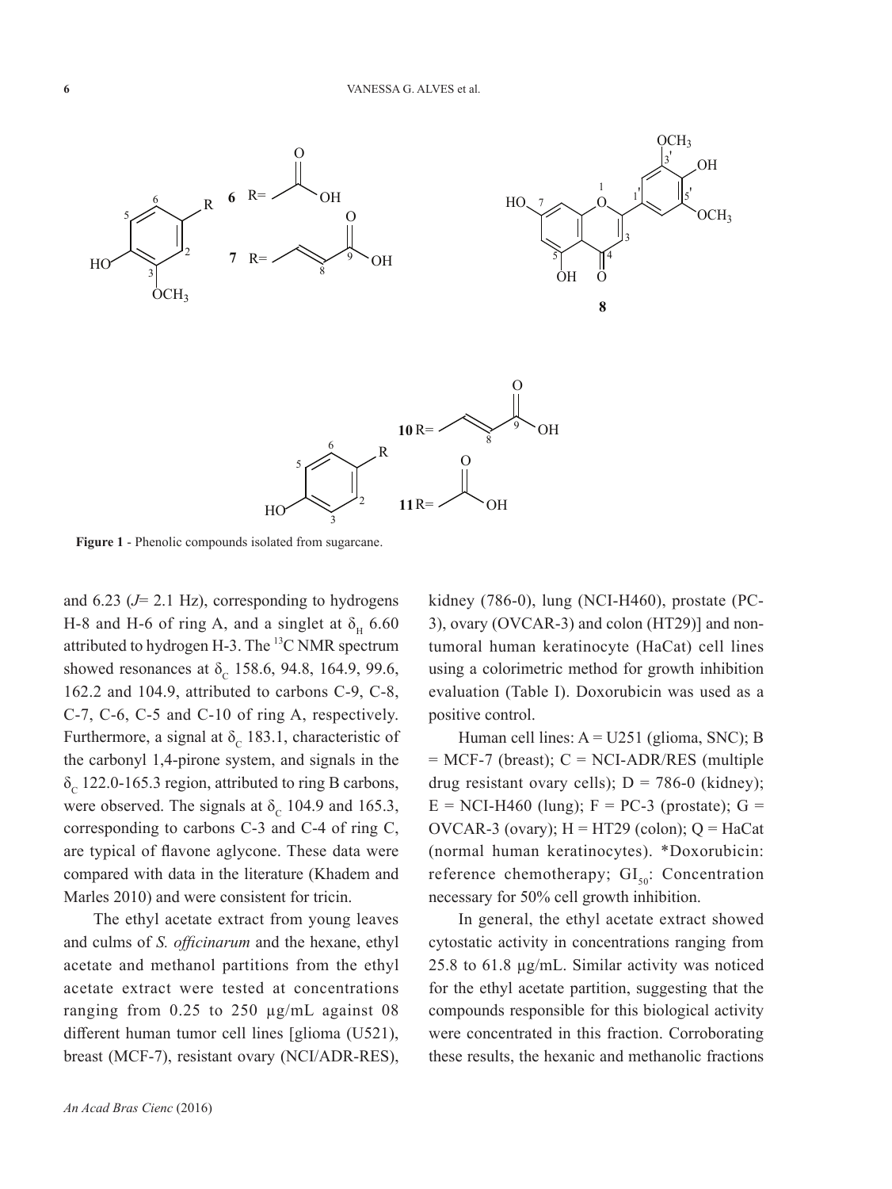**Figure 1** - Phenolic compounds isolated from sugarcane.

and 6.23 ($J$= 2.1 Hz), corresponding to hydrogens H-8 and H-6 of ring A, and a singlet at $\delta_H$ 6.60 attributed to hydrogen H-3. The $^{13}$C NMR spectrum showed resonances at $\delta_C$ 158.6, 94.8, 164.9, 99.6, 162.2 and 104.9, attributed to carbons C-9, C-8, C-7, C-6, C-5 and C-10 of ring A, respectively. Furthermore, a signal at $\delta_C$ 183.1, characteristic of the carbonyl 1,4-pirone system, and signals in the $\delta_C$ 122.0-165.3 region, attributed to ring B carbons, were observed. The signals at $\delta_C$ 104.9 and 165.3, corresponding to carbons C-3 and C-4 of ring C, are typical of flavone aglycone. These data were compared with data in the literature (Khadem and Marles 2010) and were consistent for tricin.

The ethyl acetate extract from young leaves and culms of *S. officinarum* and the hexane, ethyl acetate and methanol partitions from the ethyl acetate extract were tested at concentrations ranging from 0.25 to 250 µg/mL against 08 different human tumor cell lines [glioma (U521), breast (MCF-7), resistant ovary (NCI/ADR-RES), kidney (786-0), lung (NCI-H460), prostate (PC-3), ovary (OVCAR-3) and colon (HT29)] and non-tumoral human keratinocyte (HaCat) cell lines using a colorimetric method for growth inhibition evaluation (Table I). Doxorubicin was used as a positive control.

Human cell lines: A = U251 (glioma, SNC); B = MCF-7 (breast); C = NCI-ADR/RES (multiple drug resistant ovary cells); D = 786-0 (kidney); E = NCI-H460 (lung); F = PC-3 (prostate); G = OVCAR-3 (ovary); H = HT29 (colon); Q = HaCat (normal human keratinocytes). *Doxorubicin: reference chemotherapy; $GI_{50}$: Concentration necessary for 50% cell growth inhibition.

In general, the ethyl acetate extract showed cytostatic activity in concentrations ranging from 25.8 to 61.8 µg/mL. Similar activity was noticed for the ethyl acetate partition, suggesting that the compounds responsible for this biological activity were concentrated in this fraction. Corroborating these results, the hexanic and methanolic fractions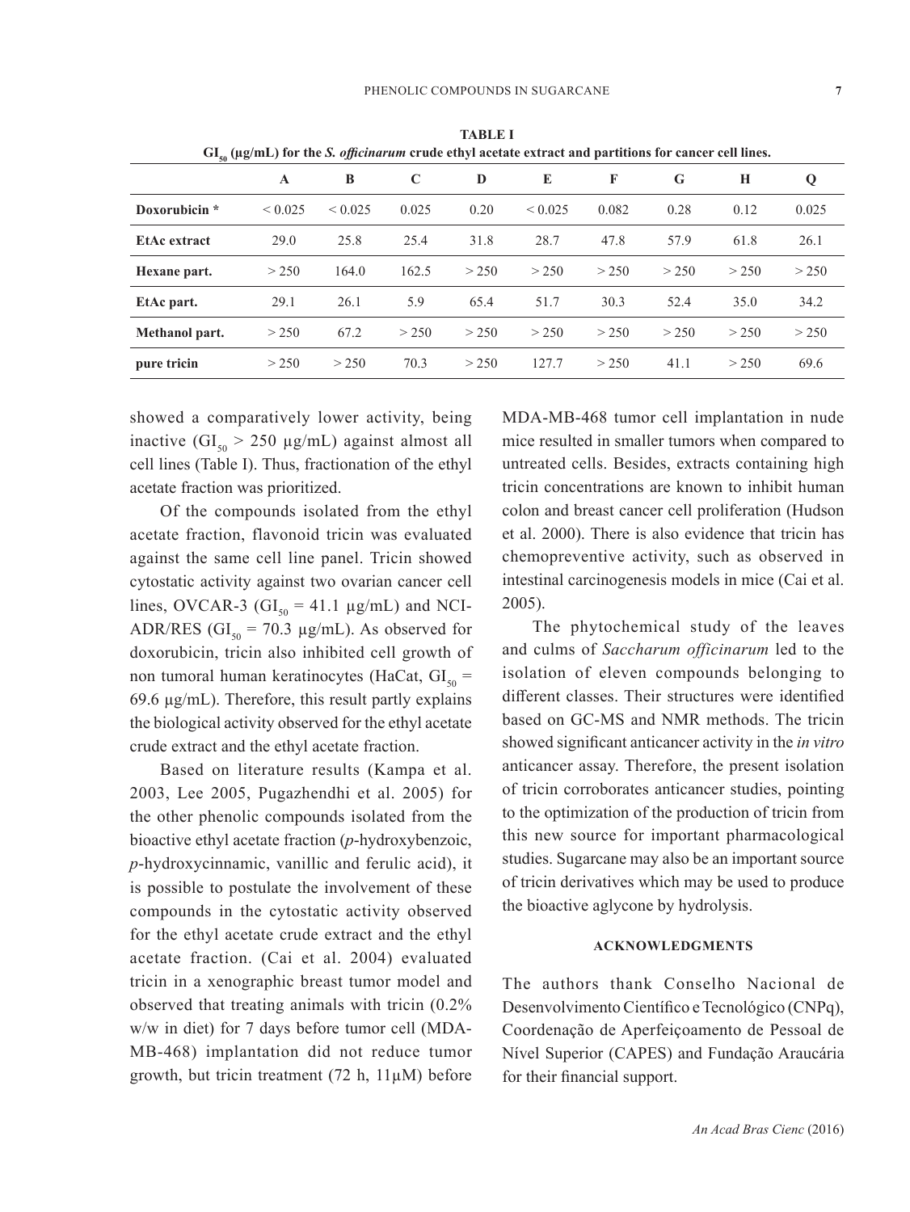**TABLE I**
**$GI_{50}$ (µg/mL) for the *S. officinarum* crude ethyl acetate extract and partitions for cancer cell lines.**

| | A | B | C | D | E | F | G | H | Q |
|---|---|---|---|---|---|---|---|---|---|
| **Doxorubicin \*** | < 0.025 | < 0.025 | 0.025 | 0.20 | < 0.025 | 0.082 | 0.28 | 0.12 | 0.025 |
| **EtAc extract** | 29.0 | 25.8 | 25.4 | 31.8 | 28.7 | 47.8 | 57.9 | 61.8 | 26.1 |
| **Hexane part.** | > 250 | 164.0 | 162.5 | > 250 | > 250 | > 250 | > 250 | > 250 | > 250 |
| **EtAc part.** | 29.1 | 26.1 | 5.9 | 65.4 | 51.7 | 30.3 | 52.4 | 35.0 | 34.2 |
| **Methanol part.** | > 250 | 67.2 | > 250 | > 250 | > 250 | > 250 | > 250 | > 250 | > 250 |
| **pure tricin** | > 250 | > 250 | 70.3 | > 250 | 127.7 | > 250 | 41.1 | > 250 | 69.6 |

showed a comparatively lower activity, being inactive ($GI_{50}$ > 250 µg/mL) against almost all cell lines (Table I). Thus, fractionation of the ethyl acetate fraction was prioritized.

Of the compounds isolated from the ethyl acetate fraction, flavonoid tricin was evaluated against the same cell line panel. Tricin showed cytostatic activity against two ovarian cancer cell lines, OVCAR-3 ($GI_{50}$ = 41.1 µg/mL) and NCI-ADR/RES ($GI_{50}$ = 70.3 µg/mL). As observed for doxorubicin, tricin also inhibited cell growth of non tumoral human keratinocytes (HaCat, $GI_{50}$ = 69.6 µg/mL). Therefore, this result partly explains the biological activity observed for the ethyl acetate crude extract and the ethyl acetate fraction.

Based on literature results (Kampa et al. 2003, Lee 2005, Pugazhendhi et al. 2005) for the other phenolic compounds isolated from the bioactive ethyl acetate fraction (*p*-hydroxybenzoic, *p*-hydroxycinnamic, vanillic and ferulic acid), it is possible to postulate the involvement of these compounds in the cytostatic activity observed for the ethyl acetate crude extract and the ethyl acetate fraction. (Cai et al. 2004) evaluated tricin in a xenographic breast tumor model and observed that treating animals with tricin (0.2% w/w in diet) for 7 days before tumor cell (MDA-MB-468) implantation did not reduce tumor growth, but tricin treatment (72 h, 11µM) before MDA-MB-468 tumor cell implantation in nude mice resulted in smaller tumors when compared to untreated cells. Besides, extracts containing high tricin concentrations are known to inhibit human colon and breast cancer cell proliferation (Hudson et al. 2000). There is also evidence that tricin has chemopreventive activity, such as observed in intestinal carcinogenesis models in mice (Cai et al. 2005).

The phytochemical study of the leaves and culms of *Saccharum officinarum* led to the isolation of eleven compounds belonging to different classes. Their structures were identified based on GC-MS and NMR methods. The tricin showed significant anticancer activity in the *in vitro* anticancer assay. Therefore, the present isolation of tricin corroborates anticancer studies, pointing to the optimization of the production of tricin from this new source for important pharmacological studies. Sugarcane may also be an important source of tricin derivatives which may be used to produce the bioactive aglycone by hydrolysis.

## ACKNOWLEDGMENTS

The authors thank Conselho Nacional de Desenvolvimento Científico e Tecnológico (CNPq), Coordenação de Aperfeiçoamento de Pessoal de Nível Superior (CAPES) and Fundação Araucária for their financial support.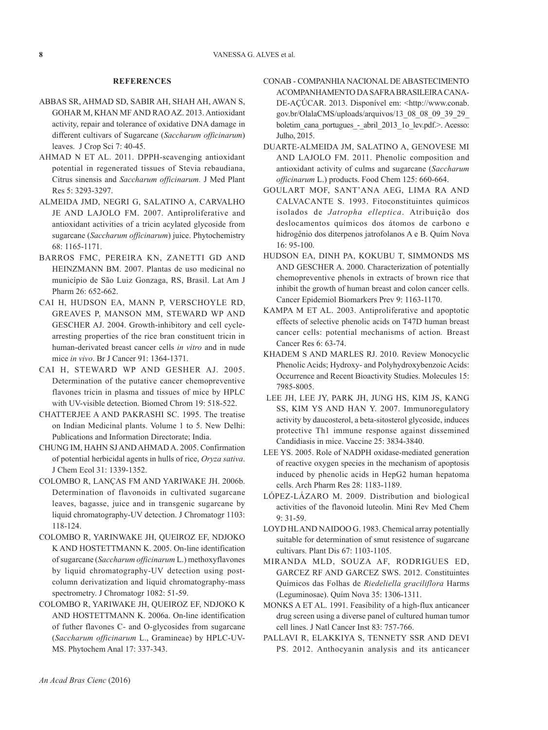## REFERENCES

ABBAS SR, AHMAD SD, SABIR AH, SHAH AH, AWAN S, GOHAR M, KHAN MF AND RAO AZ. 2013. Antioxidant activity, repair and tolerance of oxidative DNA damage in different cultivars of Sugarcane (*Saccharum officinarum*) leaves. J Crop Sci 7: 40-45.

AHMAD N ET AL. 2011. DPPH-scavenging antioxidant potential in regenerated tissues of Stevia rebaudiana, Citrus sinensis and *Saccharum officinarum.* J Med Plant Res 5: 3293-3297.

ALMEIDA JMD, NEGRI G, SALATINO A, CARVALHO JE AND LAJOLO FM. 2007. Antiproliferative and antioxidant activities of a tricin acylated glycoside from sugarcane (*Saccharum officinarum*) juice. Phytochemistry 68: 1165-1171.

BARROS FMC, PEREIRA KN, ZANETTI GD AND HEINZMANN BM. 2007. Plantas de uso medicinal no município de São Luiz Gonzaga, RS, Brasil. Lat Am J Pharm 26: 652-662.

CAI H, HUDSON EA, MANN P, VERSCHOYLE RD, GREAVES P, MANSON MM, STEWARD WP AND GESCHER AJ. 2004. Growth-inhibitory and cell cycle-arresting properties of the rice bran constituent tricin in human-derivated breast cancer cells *in vitro* and in nude mice *in vivo*. Br J Cancer 91: 1364-1371.

CAI H, STEWARD WP AND GESHER AJ. 2005. Determination of the putative cancer chemopreventive flavones tricin in plasma and tissues of mice by HPLC with UV-visible detection. Biomed Chrom 19: 518-522.

CHATTERJEE A AND PAKRASHI SC. 1995. The treatise on Indian Medicinal plants. Volume 1 to 5. New Delhi: Publications and Information Directorate; India.

CHUNG IM, HAHN SJ AND AHMAD A. 2005. Confirmation of potential herbicidal agents in hulls of rice, *Oryza sativa*. J Chem Ecol 31: 1339-1352.

COLOMBO R, LANÇAS FM AND YARIWAKE JH. 2006b. Determination of flavonoids in cultivated sugarcane leaves, bagasse, juice and in transgenic sugarcane by liquid chromatography-UV detection. J Chromatogr 1103: 118-124.

COLOMBO R, YARINWAKE JH, QUEIROZ EF, NDJOKO K AND HOSTETTMANN K. 2005. On-line identification of sugarcane (*Saccharum officinarum* L.) methoxyflavones by liquid chromatography-UV detection using post-column derivatization and liquid chromatography-mass spectrometry. J Chromatogr 1082: 51-59.

COLOMBO R, YARIWAKE JH, QUEIROZ EF, NDJOKO K AND HOSTETTMANN K. 2006a. On-line identification of futher flavones C- and O-glycosides from sugarcane (*Saccharum officinarum* L., Gramineae) by HPLC-UV-MS. Phytochem Anal 17: 337-343.

CONAB - COMPANHIA NACIONAL DE ABASTECIMENTO ACOMPANHAMENTO DA SAFRA BRASILEIRA CANA-DE-AÇÚCAR. 2013. Disponível em: <http://www.conab.gov.br/OlalaCMS/uploads/arquivos/13_08_08_09_39_29_boletim_cana_portugues_-_abril_2013_1o_lev.pdf.>. Acesso: Julho, 2015.

DUARTE-ALMEIDA JM, SALATINO A, GENOVESE MI AND LAJOLO FM. 2011. Phenolic composition and antioxidant activity of culms and sugarcane (*Saccharum officinarum* L.) products. Food Chem 125: 660-664.

GOULART MOF, SANT'ANA AEG, LIMA RA AND CALVACANTE S. 1993. Fitoconstituintes químicos isolados de *Jatropha elleptica*. Atribuição dos deslocamentos químicos dos átomos de carbono e hidrogênio dos diterpenos jatrofolanos A e B. Quím Nova 16: 95-100.

HUDSON EA, DINH PA, KOKUBU T, SIMMONDS MS AND GESCHER A. 2000. Characterization of potentially chemopreventive phenols in extracts of brown rice that inhibit the growth of human breast and colon cancer cells. Cancer Epidemiol Biomarkers Prev 9: 1163-1170.

KAMPA M ET AL. 2003. Antiproliferative and apoptotic effects of selective phenolic acids on T47D human breast cancer cells: potential mechanisms of action*.* Breast Cancer Res 6: 63-74.

KHADEM S AND MARLES RJ. 2010. Review Monocyclic Phenolic Acids; Hydroxy- and Polyhydroxybenzoic Acids: Occurrence and Recent Bioactivity Studies. Molecules 15: 7985-8005.

LEE JH, LEE JY, PARK JH, JUNG HS, KIM JS, KANG SS, KIM YS AND HAN Y. 2007. Immunoregulatory activity by daucosterol, a beta-sitosterol glycoside, induces protective Th1 immune response against dissemined Candidiasis in mice. Vaccine 25: 3834-3840.

LEE YS. 2005. Role of NADPH oxidase-mediated generation of reactive oxygen species in the mechanism of apoptosis induced by phenolic acids in HepG2 human hepatoma cells. Arch Pharm Res 28: 1183-1189.

LÓPEZ-LÁZARO M. 2009. Distribution and biological activities of the flavonoid luteolin. Mini Rev Med Chem 9: 31-59.

LOYD HL AND NAIDOO G. 1983. Chemical array potentially suitable for determination of smut resistence of sugarcane cultivars. Plant Dis 67: 1103-1105.

MIRANDA MLD, SOUZA AF, RODRIGUES ED, GARCEZ RF AND GARCEZ SWS. 2012. Constituintes Químicos das Folhas de *Riedeliella graciliflora* Harms (Leguminosae). Quím Nova 35: 1306-1311.

MONKS A ET AL. 1991. Feasibility of a high-flux anticancer drug screen using a diverse panel of cultured human tumor cell lines. J Natl Cancer Inst 83: 757-766.

PALLAVI R, ELAKKIYA S, TENNETY SSR AND DEVI PS. 2012. Anthocyanin analysis and its anticancer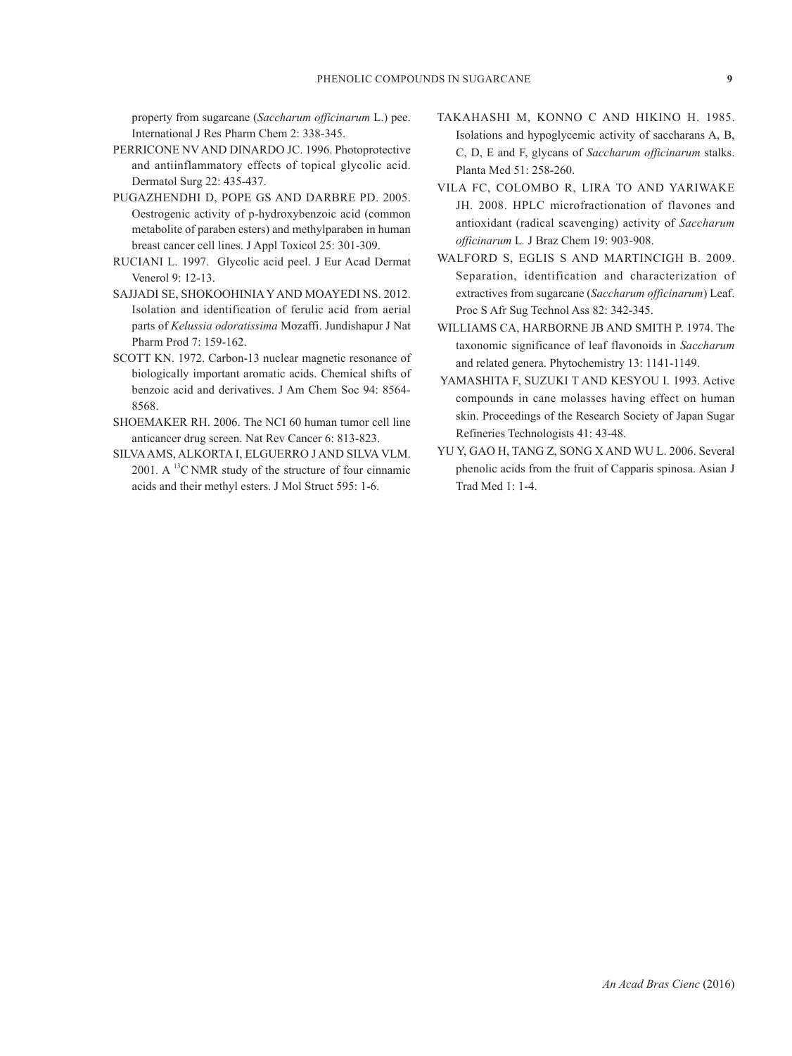property from sugarcane (*Saccharum officinarum* L.) pee. International J Res Pharm Chem 2: 338-345.

PERRICONE NV AND DINARDO JC. 1996. Photoprotective and antiinflammatory effects of topical glycolic acid. Dermatol Surg 22: 435-437.

PUGAZHENDHI D, POPE GS AND DARBRE PD. 2005. Oestrogenic activity of p-hydroxybenzoic acid (common metabolite of paraben esters) and methylparaben in human breast cancer cell lines. J Appl Toxicol 25: 301-309.

RUCIANI L. 1997. Glycolic acid peel. J Eur Acad Dermat Venerol 9: 12-13.

SAJJADI SE, SHOKOOHINIA Y AND MOAYEDI NS. 2012. Isolation and identification of ferulic acid from aerial parts of *Kelussia odoratissima* Mozaffi. Jundishapur J Nat Pharm Prod 7: 159-162.

SCOTT KN. 1972. Carbon-13 nuclear magnetic resonance of biologically important aromatic acids. Chemical shifts of benzoic acid and derivatives. J Am Chem Soc 94: 8564-8568.

SHOEMAKER RH. 2006. The NCI 60 human tumor cell line anticancer drug screen. Nat Rev Cancer 6: 813-823.

SILVA AMS, ALKORTA I, ELGUERRO J AND SILVA VLM. 2001. A $^{13}C$ NMR study of the structure of four cinnamic acids and their methyl esters. J Mol Struct 595: 1-6.

TAKAHASHI M, KONNO C AND HIKINO H. 1985. Isolations and hypoglycemic activity of saccharans A, B, C, D, E and F, glycans of *Saccharum officinarum* stalks. Planta Med 51: 258-260.

VILA FC, COLOMBO R, LIRA TO AND YARIWAKE JH. 2008. HPLC microfractionation of flavones and antioxidant (radical scavenging) activity of *Saccharum officinarum* L. J Braz Chem 19: 903-908.

WALFORD S, EGLIS S AND MARTINCIGH B. 2009. Separation, identification and characterization of extractives from sugarcane (*Saccharum officinarum*) Leaf. Proc S Afr Sug Technol Ass 82: 342-345.

WILLIAMS CA, HARBORNE JB AND SMITH P. 1974. The taxonomic significance of leaf flavonoids in *Saccharum* and related genera. Phytochemistry 13: 1141-1149.

YAMASHITA F, SUZUKI T AND KESYOU I. 1993. Active compounds in cane molasses having effect on human skin. Proceedings of the Research Society of Japan Sugar Refineries Technologists 41: 43-48.

YU Y, GAO H, TANG Z, SONG X AND WU L. 2006. Several phenolic acids from the fruit of Capparis spinosa. Asian J Trad Med 1: 1-4.